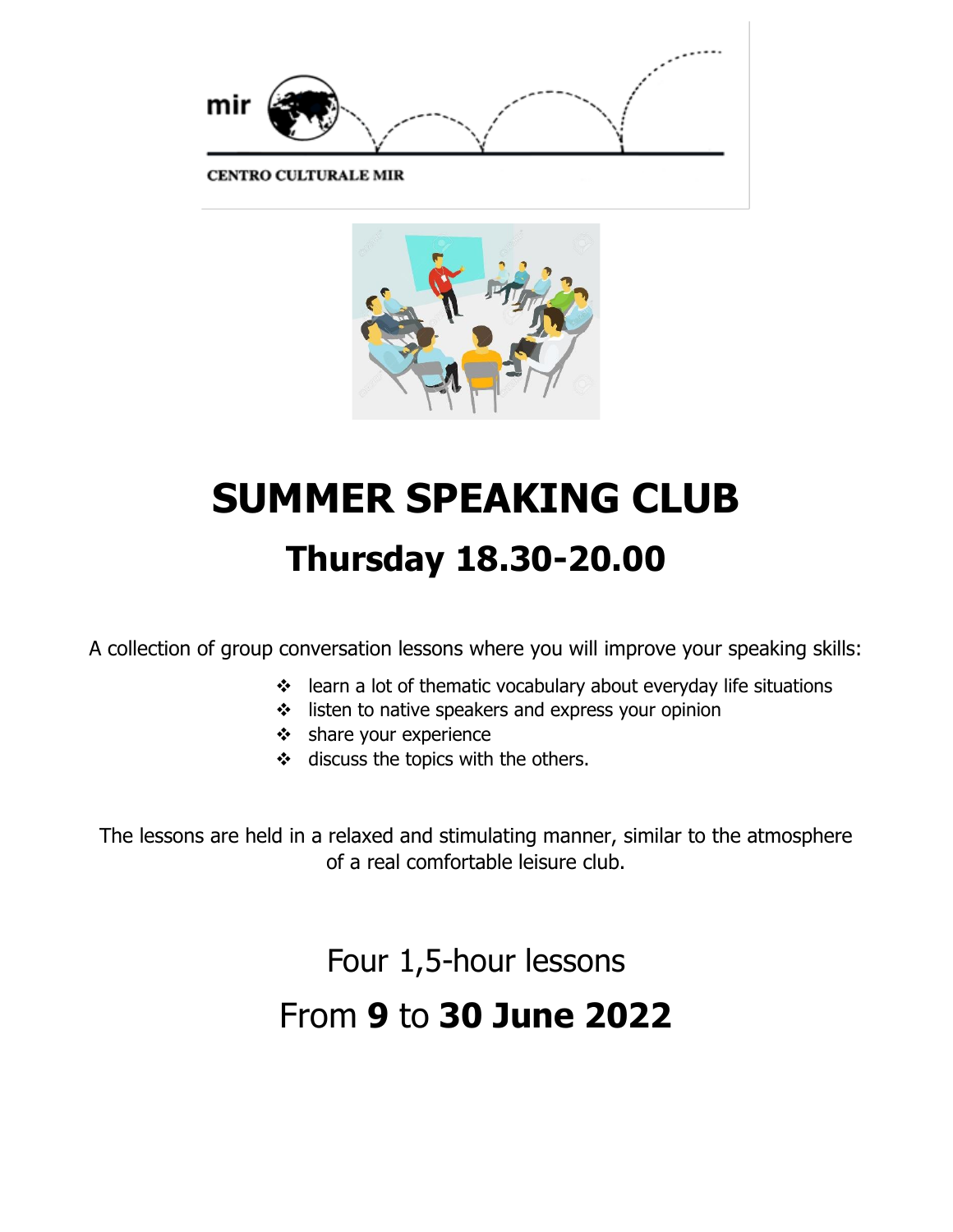mir

CENTRO CULTURALE MIR

# SUMMER SPEAKING CLUB

## Thursday 18.30-20.00

A collection of group conversation lessons where you will improve your speaking skills:

- learn a lot of thematic vocabulary about everyday life situations
- listen to native speakers and express your opinion
- share your experience
- discuss the topics with the others.

The lessons are held in a relaxed and stimulating manner, similar to the atmosphere of a real comfortable leisure club.

Four 1,5-hour lessons

From **9** to **30 June 2022**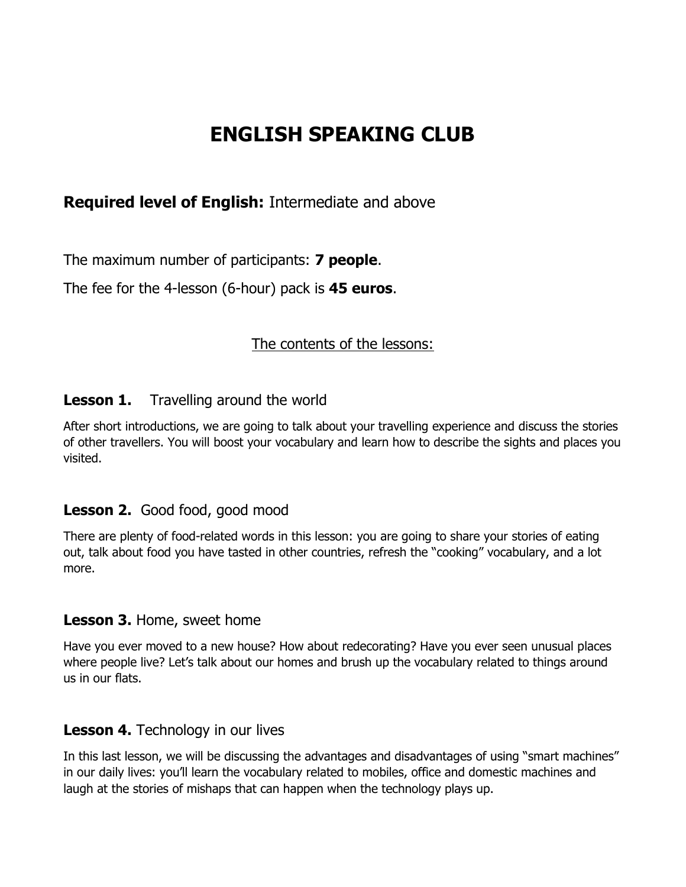# ENGLISH SPEAKING CLUB

**Required level of English:** Intermediate and above

The maximum number of participants: **7 people**.

The fee for the 4-lesson (6-hour) pack is **45 euros**.

The contents of the lessons:

### **Lesson 1.** Travelling around the world

After short introductions, we are going to talk about your travelling experience and discuss the stories of other travellers. You will boost your vocabulary and learn how to describe the sights and places you visited.

### **Lesson 2.** Good food, good mood

There are plenty of food-related words in this lesson: you are going to share your stories of eating out, talk about food you have tasted in other countries, refresh the "cooking" vocabulary, and a lot more.

### **Lesson 3.** Home, sweet home

Have you ever moved to a new house? How about redecorating? Have you ever seen unusual places where people live? Let's talk about our homes and brush up the vocabulary related to things around us in our flats.

### **Lesson 4.** Technology in our lives

In this last lesson, we will be discussing the advantages and disadvantages of using "smart machines" in our daily lives: you'll learn the vocabulary related to mobiles, office and domestic machines and laugh at the stories of mishaps that can happen when the technology plays up.